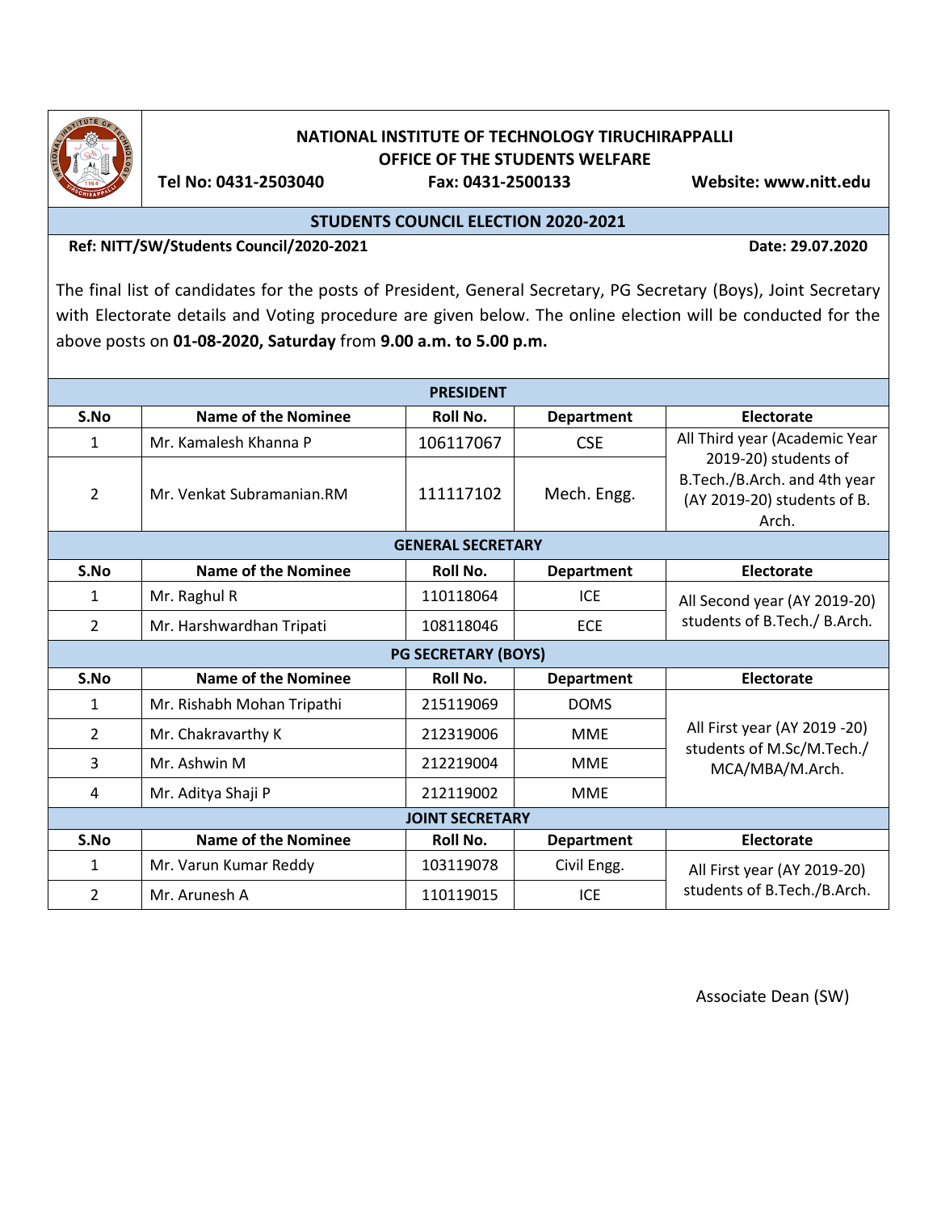# NATIONAL INSTITUTE OF TECHNOLOGY TIRUCHIRAPPALLI
## OFFICE OF THE STUDENTS WELFARE

**Tel No: 0431-2503040** **Fax: 0431-2500133** **Website: www.nitt.edu**

## STUDENTS COUNCIL ELECTION 2020-2021

**Ref: NITT/SW/Students Council/2020-2021** **Date: 29.07.2020**

The final list of candidates for the posts of President, General Secretary, PG Secretary (Boys), Joint Secretary with Electorate details and Voting procedure are given below. The online election will be conducted for the above posts on **01-08-2020, Saturday** from **9.00 a.m. to 5.00 p.m.**

| S.No | Name of the Nominee | Roll No. | Department | Electorate |
|---|---|---|---|---|
| **PRESIDENT** | | | | |
| 1 | Mr. Kamalesh Khanna P | 106117067 | CSE | All Third year (Academic Year 2019-20) students of B.Tech./B.Arch. and 4th year (AY 2019-20) students of B. Arch. |
| 2 | Mr. Venkat Subramanian.RM | 111117102 | Mech. Engg. | |
| **GENERAL SECRETARY** | | | | |
| 1 | Mr. Raghul R | 110118064 | ICE | All Second year (AY 2019-20) students of B.Tech./ B.Arch. |
| 2 | Mr. Harshwardhan Tripati | 108118046 | ECE | |
| **PG SECRETARY (BOYS)** | | | | |
| 1 | Mr. Rishabh Mohan Tripathi | 215119069 | DOMS | All First year (AY 2019 -20) students of M.Sc/M.Tech./ MCA/MBA/M.Arch. |
| 2 | Mr. Chakravarthy K | 212319006 | MME | |
| 3 | Mr. Ashwin M | 212219004 | MME | |
| 4 | Mr. Aditya Shaji P | 212119002 | MME | |
| **JOINT SECRETARY** | | | | |
| 1 | Mr. Varun Kumar Reddy | 103119078 | Civil Engg. | All First year (AY 2019-20) students of B.Tech./B.Arch. |
| 2 | Mr. Arunesh A | 110119015 | ICE | |

Associate Dean (SW)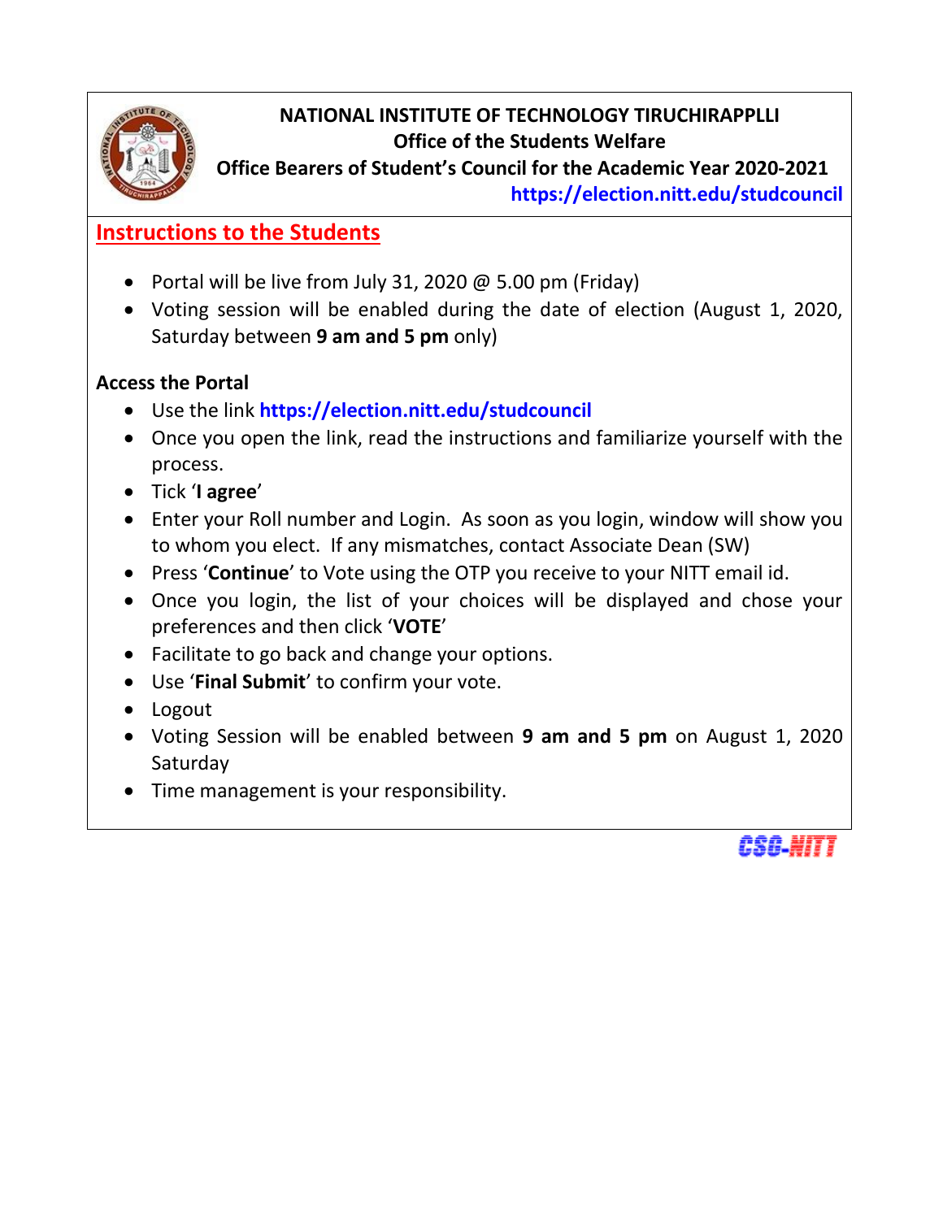**NATIONAL INSTITUTE OF TECHNOLOGY TIRUCHIRAPPLLI**
**Office of the Students Welfare**
**Office Bearers of Student's Council for the Academic Year 2020-2021**
**https://election.nitt.edu/studcouncil**

## Instructions to the Students

- Portal will be live from July 31, 2020 @ 5.00 pm (Friday)
- Voting session will be enabled during the date of election (August 1, 2020, Saturday between **9 am and 5 pm** only)

### Access the Portal

- Use the link **https://election.nitt.edu/studcouncil**
- Once you open the link, read the instructions and familiarize yourself with the process.
- Tick '**I agree**'
- Enter your Roll number and Login. As soon as you login, window will show you to whom you elect. If any mismatches, contact Associate Dean (SW)
- Press '**Continue**' to Vote using the OTP you receive to your NITT email id.
- Once you login, the list of your choices will be displayed and chose your preferences and then click '**VOTE**'
- Facilitate to go back and change your options.
- Use '**Final Submit**' to confirm your vote.
- Logout
- Voting Session will be enabled between **9 am and 5 pm** on August 1, 2020 Saturday
- Time management is your responsibility.

CSG-NITT